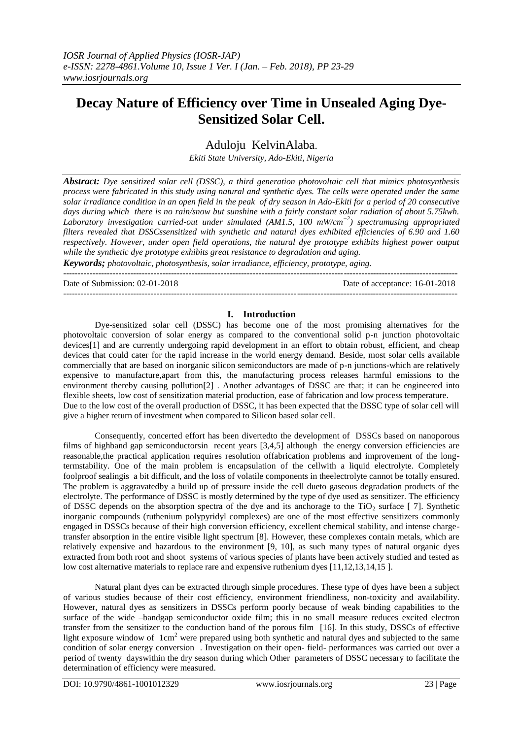# Decay Nature of Efficiency over Time in Unsealed Aging Dye-Sensitized Solar Cell.

Aduloju KelvinAlaba.

*Ekiti State University, Ado-Ekiti, Nigeria*

***Abstract:*** *Dye sensitized solar cell (DSSC), a third generation photovoltaic cell that mimics photosynthesis process were fabricated in this study using natural and synthetic dyes. The cells were operated under the same solar irradiance condition in an open field in the peak of dry season in Ado-Ekiti for a period of 20 consecutive days during which there is no rain/snow but sunshine with a fairly constant solar radiation of about 5.75kwh. Laboratory investigation carried-out under simulated (AM1.5, 100 mW/cm$^{-2}$) spectrumusing appropriated filters revealed that DSSCssensitized with synthetic and natural dyes exhibited efficiencies of 6.90 and 1.60 respectively. However, under open field operations, the natural dye prototype exhibits highest power output while the synthetic dye prototype exhibits great resistance to degradation and aging.*

***Keywords;*** *photovoltaic, photosynthesis, solar irradiance, efficiency, prototype, aging.*

Date of Submission: 02-01-2018 Date of acceptance: 16-01-2018

## I. Introduction

Dye-sensitized solar cell (DSSC) has become one of the most promising alternatives for the photovoltaic conversion of solar energy as compared to the conventional solid p-n junction photovoltaic devices[1] and are currently undergoing rapid development in an effort to obtain robust, efficient, and cheap devices that could cater for the rapid increase in the world energy demand. Beside, most solar cells available commercially that are based on inorganic silicon semiconductors are made of p-n junctions-which are relatively expensive to manufacture,apart from this, the manufacturing process releases harmful emissions to the environment thereby causing pollution[2] . Another advantages of DSSC are that; it can be engineered into flexible sheets, low cost of sensitization material production, ease of fabrication and low process temperature. Due to the low cost of the overall production of DSSC, it has been expected that the DSSC type of solar cell will give a higher return of investment when compared to Silicon based solar cell.

Consequently, concerted effort has been divertedto the development of DSSCs based on nanoporous films of highband gap semiconductorsin recent years [3,4,5] although the energy conversion efficiencies are reasonable,the practical application requires resolution offabrication problems and improvement of the longtermstability. One of the main problem is encapsulation of the cellwith a liquid electrolyte. Completely foolproof sealingis a bit difficult, and the loss of volatile components in theelectrolyte cannot be totally ensured. The problem is aggravatedby a build up of pressure inside the cell dueto gaseous degradation products of the electrolyte. The performance of DSSC is mostly determined by the type of dye used as sensitizer. The efficiency of DSSC depends on the absorption spectra of the dye and its anchorage to the $TiO_2$ surface [ 7]. Synthetic inorganic compounds (ruthenium polypyridyl complexes) are one of the most effective sensitizers commonly engaged in DSSCs because of their high conversion efficiency, excellent chemical stability, and intense charge-transfer absorption in the entire visible light spectrum [8]. However, these complexes contain metals, which are relatively expensive and hazardous to the environment [9, 10], as such many types of natural organic dyes extracted from both root and shoot systems of various species of plants have been actively studied and tested as low cost alternative materials to replace rare and expensive ruthenium dyes [11,12,13,14,15 ].

Natural plant dyes can be extracted through simple procedures. These type of dyes have been a subject of various studies because of their cost efficiency, environment friendliness, non-toxicity and availability. However, natural dyes as sensitizers in DSSCs perform poorly because of weak binding capabilities to the surface of the wide –bandgap semiconductor oxide film; this in no small measure reduces excited electron transfer from the sensitizer to the conduction band of the porous film [16]. In this study, DSSCs of effective light exposure window of 1cm$^2$ were prepared using both synthetic and natural dyes and subjected to the same condition of solar energy conversion . Investigation on their open- field- performances was carried out over a period of twenty dayswithin the dry season during which Other parameters of DSSC necessary to facilitate the determination of efficiency were measured.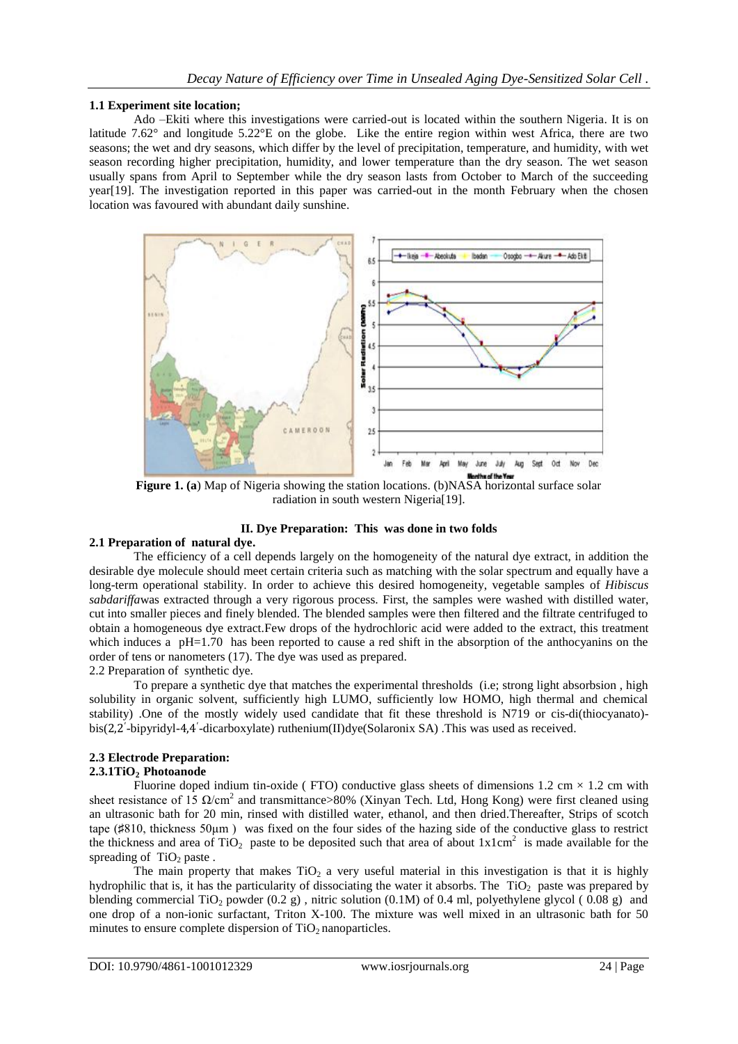### 1.1 Experiment site location;

Ado –Ekiti where this investigations were carried-out is located within the southern Nigeria. It is on latitude 7.62° and longitude 5.22°E on the globe. Like the entire region within west Africa, there are two seasons; the wet and dry seasons, which differ by the level of precipitation, temperature, and humidity, with wet season recording higher precipitation, humidity, and lower temperature than the dry season. The wet season usually spans from April to September while the dry season lasts from October to March of the succeeding year[19]. The investigation reported in this paper was carried-out in the month February when the chosen location was favoured with abundant daily sunshine.

NIGER CHAD BENIN CAMEROON

Ikeja Abeokuta Ibadan Osogbo Akure Ado Ekiti

Solar Radiation (kWh)

7 6.5 6 5.5 5 4.5 4 3.5 3 2.5 2

Jan Feb Mar April May June July Aug Sept Oct Nov Dec

Months of the Year

**Figure 1. (a)** Map of Nigeria showing the station locations. (b)NASA horizontal surface solar radiation in south western Nigeria[19].

## II. Dye Preparation: This was done in two folds

### 2.1 Preparation of natural dye.

The efficiency of a cell depends largely on the homogeneity of the natural dye extract, in addition the desirable dye molecule should meet certain criteria such as matching with the solar spectrum and equally have a long-term operational stability. In order to achieve this desired homogeneity, vegetable samples of *Hibiscus sabdariffa*was extracted through a very rigorous process. First, the samples were washed with distilled water, cut into smaller pieces and finely blended. The blended samples were then filtered and the filtrate centrifuged to obtain a homogeneous dye extract.Few drops of the hydrochloric acid were added to the extract, this treatment which induces a pH=1.70 has been reported to cause a red shift in the absorption of the anthocyanins on the order of tens or nanometers (17). The dye was used as prepared.

2.2 Preparation of synthetic dye.

To prepare a synthetic dye that matches the experimental thresholds (i.e; strong light absorbsion , high solubility in organic solvent, sufficiently high LUMO, sufficiently low HOMO, high thermal and chemical stability) .One of the mostly widely used candidate that fit these threshold is N719 or cis-di(thiocyanato)-bis(2,2′-bipyridyl-4,4′-dicarboxylate) ruthenium(II)dye(Solaronix SA) .This was used as received.

### 2.3 Electrode Preparation:

#### 2.3.1 $TiO_2$ Photoanode

Fluorine doped indium tin-oxide ( FTO) conductive glass sheets of dimensions 1.2 cm × 1.2 cm with sheet resistance of 15 $\Omega/cm^2$ and transmittance>80% (Xinyan Tech. Ltd, Hong Kong) were first cleaned using an ultrasonic bath for 20 min, rinsed with distilled water, ethanol, and then dried.Thereafter, Strips of scotch tape (♯810, thickness 50μm ) was fixed on the four sides of the hazing side of the conductive glass to restrict the thickness and area of $TiO_2$ paste to be deposited such that area of about $1x1cm^2$ is made available for the spreading of $TiO_2$ paste .

The main property that makes $TiO_2$ a very useful material in this investigation is that it is highly hydrophilic that is, it has the particularity of dissociating the water it absorbs. The $TiO_2$ paste was prepared by blending commercial $TiO_2$ powder (0.2 g) , nitric solution (0.1M) of 0.4 ml, polyethylene glycol ( 0.08 g) and one drop of a non-ionic surfactant, Triton X-100. The mixture was well mixed in an ultrasonic bath for 50 minutes to ensure complete dispersion of $TiO_2$ nanoparticles.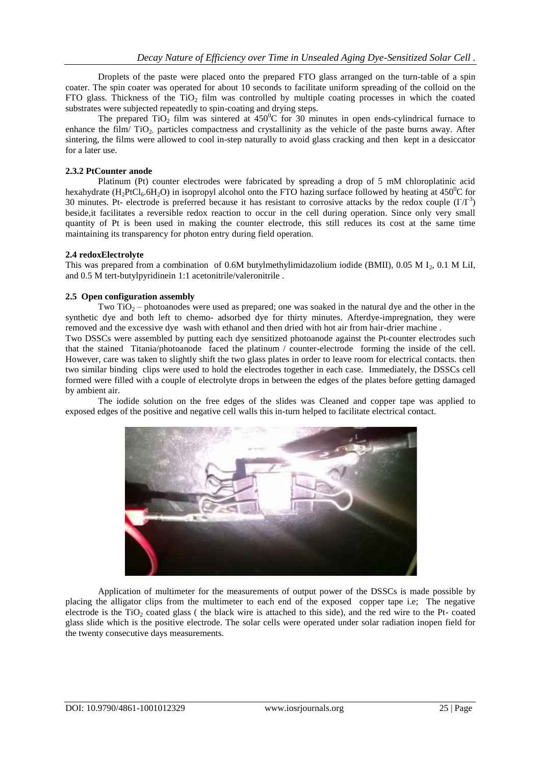Droplets of the paste were placed onto the prepared FTO glass arranged on the turn-table of a spin coater. The spin coater was operated for about 10 seconds to facilitate uniform spreading of the colloid on the FTO glass. Thickness of the $TiO_2$ film was controlled by multiple coating processes in which the coated substrates were subjected repeatedly to spin-coating and drying steps.

The prepared $TiO_2$ film was sintered at $450^0C$ for 30 minutes in open ends-cylindrical furnace to enhance the film/ $TiO_2$ particles compactness and crystallinity as the vehicle of the paste burns away. After sintering, the films were allowed to cool in-step naturally to avoid glass cracking and then kept in a desiccator for a later use.

### 2.3.2 PtCounter anode

Platinum (Pt) counter electrodes were fabricated by spreading a drop of 5 mM chloroplatinic acid hexahydrate ($H_2PtCl_6.6H_2O$) in isopropyl alcohol onto the FTO hazing surface followed by heating at $450^0C$ for 30 minutes. Pt- electrode is preferred because it has resistant to corrosive attacks by the redox couple ($I^-/I^{-3}$) beside,it facilitates a reversible redox reaction to occur in the cell during operation. Since only very small quantity of Pt is been used in making the counter electrode, this still reduces its cost at the same time maintaining its transparency for photon entry during field operation.

### 2.4 redoxElectrolyte

This was prepared from a combination of 0.6M butylmethylimidazolium iodide (BMII), 0.05 M $I_2$, 0.1 M LiI, and 0.5 M tert-butylpyridinein 1:1 acetonitrile/valeronitrile .

### 2.5 Open configuration assembly

Two $TiO_2$ – photoanodes were used as prepared; one was soaked in the natural dye and the other in the synthetic dye and both left to chemo- adsorbed dye for thirty minutes. Afterdye-impregnation, they were removed and the excessive dye wash with ethanol and then dried with hot air from hair-drier machine .

Two DSSCs were assembled by putting each dye sensitized photoanode against the Pt-counter electrodes such that the stained Titania/photoanode faced the platinum / counter-electrode forming the inside of the cell. However, care was taken to slightly shift the two glass plates in order to leave room for electrical contacts. then two similar binding clips were used to hold the electrodes together in each case. Immediately, the DSSCs cell formed were filled with a couple of electrolyte drops in between the edges of the plates before getting damaged by ambient air.

The iodide solution on the free edges of the slides was Cleaned and copper tape was applied to exposed edges of the positive and negative cell walls this in-turn helped to facilitate electrical contact.

Application of multimeter for the measurements of output power of the DSSCs is made possible by placing the alligator clips from the multimeter to each end of the exposed copper tape i.e; The negative electrode is the $TiO_2$ coated glass ( the black wire is attached to this side), and the red wire to the Pt- coated glass slide which is the positive electrode. The solar cells were operated under solar radiation inopen field for the twenty consecutive days measurements.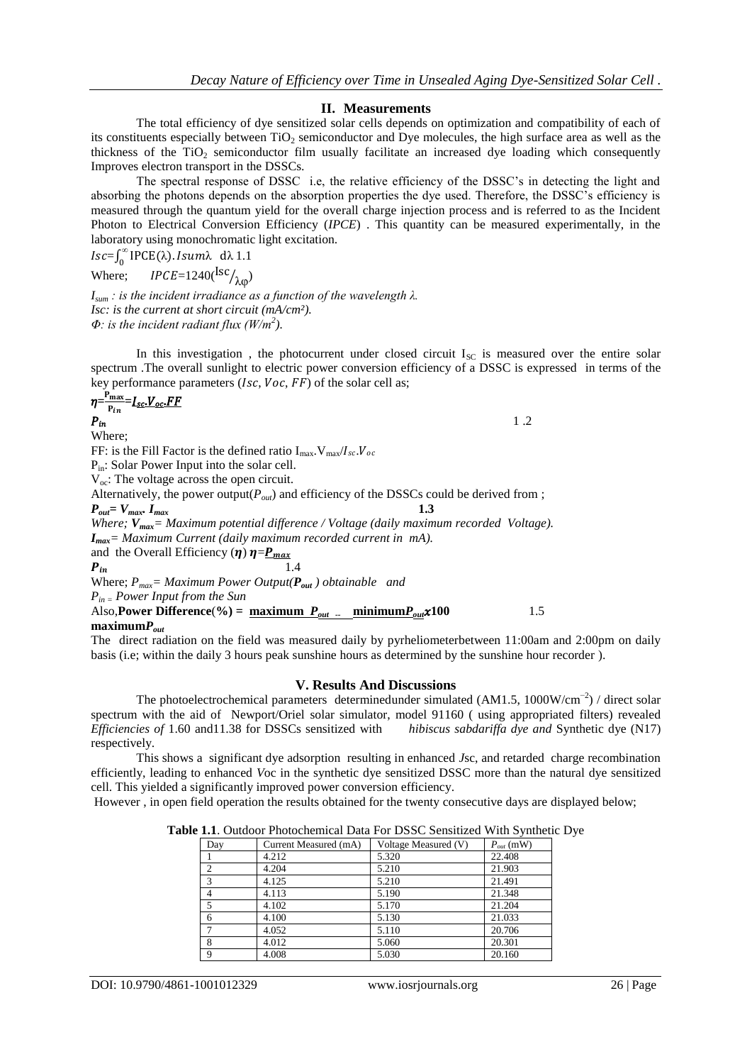## II. Measurements

The total efficiency of dye sensitized solar cells depends on optimization and compatibility of each of its constituents especially between $TiO_2$ semiconductor and Dye molecules, the high surface area as well as the thickness of the $TiO_2$ semiconductor film usually facilitate an increased dye loading which consequently Improves electron transport in the DSSCs.

The spectral response of DSSC i.e, the relative efficiency of the DSSC's in detecting the light and absorbing the photons depends on the absorption properties the dye used. Therefore, the DSSC's efficiency is measured through the quantum yield for the overall charge injection process and is referred to as the Incident Photon to Electrical Conversion Efficiency (*IPCE*) . This quantity can be measured experimentally, in the laboratory using monochromatic light excitation.

$$Isc=\int_0^\infty \mathrm{IPCE}(\lambda).Isum\lambda \ \ d\lambda \quad 1.1$$

Where; $IPCE=1240(^{Isc}/_{\lambda\varphi})$

*$I_{sum}$ : is the incident irradiance as a function of the wavelength λ.*
*Isc: is the current at short circuit (mA/cm²).*
*Φ: is the incident radiant flux (W/m²).*

In this investigation , the photocurrent under closed circuit $I_{SC}$ is measured over the entire solar spectrum .The overall sunlight to electric power conversion efficiency of a DSSC is expressed in terms of the key performance parameters ($Isc$, $Voc$, $FF$) of the solar cell as;

$$\eta=\frac{P_{max}}{P_{in}}=\frac{I_{sc}.V_{oc}.FF}{P_{in}} \quad 1.2$$

Where;
FF: is the Fill Factor is the defined ratio $I_{max}.V_{max}/I_{sc}.V_{oc}$
$P_{in}$: Solar Power Input into the solar cell.
$V_{oc}$: The voltage across the open circuit.
Alternatively, the power output($P_{out}$) and efficiency of the DSSCs could be derived from ;

$$P_{out}= V_{max}.\ I_{max} \quad \mathbf{1.3}$$

*Where; $V_{max}$= Maximum potential difference / Voltage (daily maximum recorded Voltage).*
*$I_{max}$= Maximum Current (daily maximum recorded current in mA).*
and the Overall Efficiency ($\eta$)

$$\eta=\frac{P_{max}}{P_{in}} \quad 1.4$$

Where; $P_{max}$= *Maximum Power Output($P_{out}$ ) obtainable and*
*$P_{in}$ = Power Input from the Sun*
Also,

$$\textbf{Power Difference}(\%) = \frac{\text{maximum } P_{out} - \text{minimum} P_{out}}{\text{maximum} P_{out}} x100 \quad 1.5$$

The direct radiation on the field was measured daily by pyrheliometerbetween 11:00am and 2:00pm on daily basis (i.e; within the daily 3 hours peak sunshine hours as determined by the sunshine hour recorder ).

## V. Results And Discussions

The photoelectrochemical parameters determinedunder simulated (AM1.5, 1000W/cm$^{-2}$) / direct solar spectrum with the aid of Newport/Oriel solar simulator, model 91160 ( using appropriated filters) revealed *Efficiencies of* 1.60 and11.38 for DSSCs sensitized with *hibiscus sabdariffa dye and* Synthetic dye (N17) respectively.

This shows a significant dye adsorption resulting in enhanced *J*sc, and retarded charge recombination efficiently, leading to enhanced *V*oc in the synthetic dye sensitized DSSC more than the natural dye sensitized cell. This yielded a significantly improved power conversion efficiency.

However , in open field operation the results obtained for the twenty consecutive days are displayed below;

**Table 1.1**. Outdoor Photochemical Data For DSSC Sensitized With Synthetic Dye

| Day | Current Measured (mA) | Voltage Measured (V) | $P_{out}$ (mW) |
|---|---|---|---|
| 1 | 4.212 | 5.320 | 22.408 |
| 2 | 4.204 | 5.210 | 21.903 |
| 3 | 4.125 | 5.210 | 21.491 |
| 4 | 4.113 | 5.190 | 21.348 |
| 5 | 4.102 | 5.170 | 21.204 |
| 6 | 4.100 | 5.130 | 21.033 |
| 7 | 4.052 | 5.110 | 20.706 |
| 8 | 4.012 | 5.060 | 20.301 |
| 9 | 4.008 | 5.030 | 20.160 |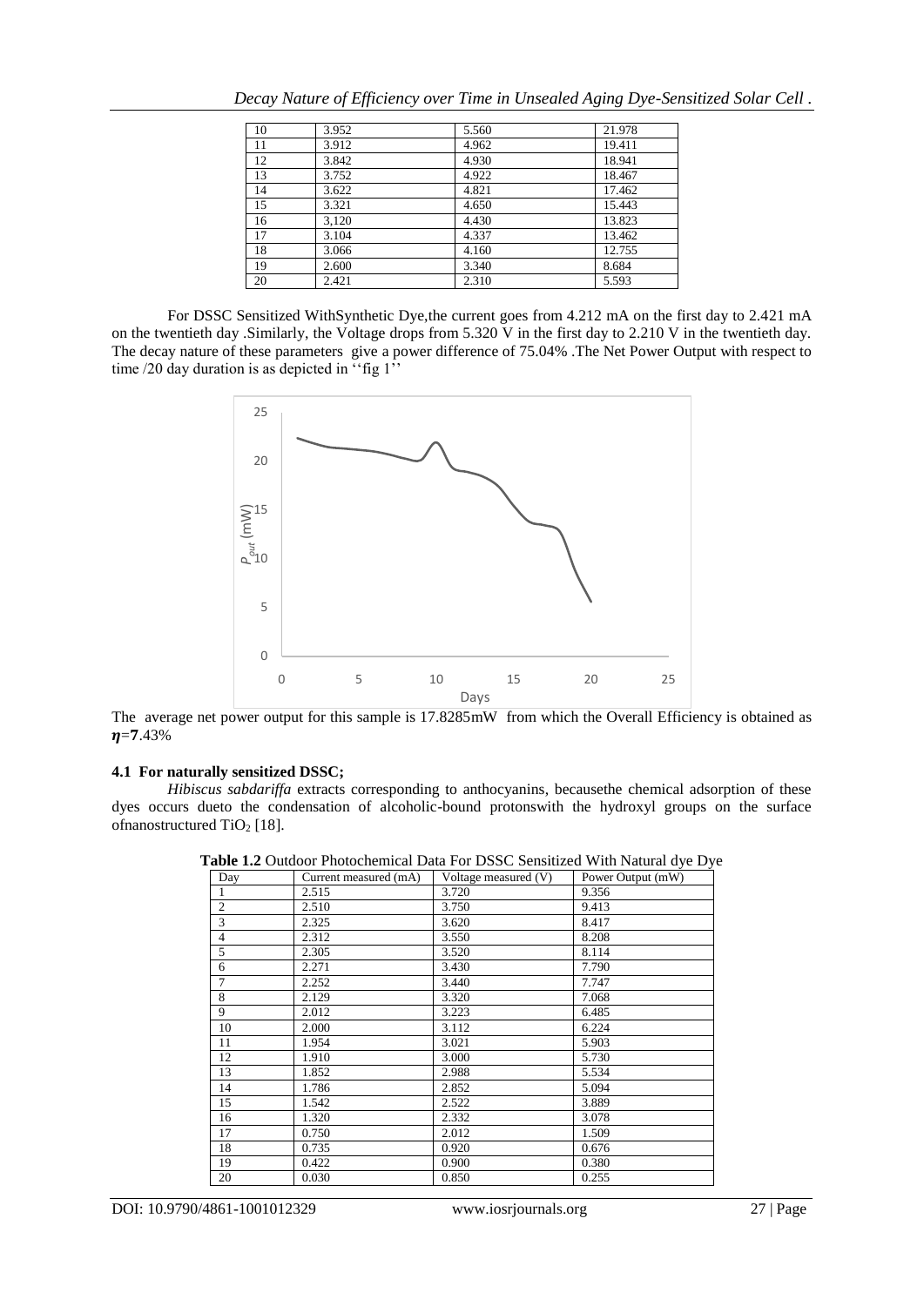| | | | |
|---|---|---|---|
| 10 | 3.952 | 5.560 | 21.978 |
| 11 | 3.912 | 4.962 | 19.411 |
| 12 | 3.842 | 4.930 | 18.941 |
| 13 | 3.752 | 4.922 | 18.467 |
| 14 | 3.622 | 4.821 | 17.462 |
| 15 | 3.321 | 4.650 | 15.443 |
| 16 | 3,120 | 4.430 | 13.823 |
| 17 | 3.104 | 4.337 | 13.462 |
| 18 | 3.066 | 4.160 | 12.755 |
| 19 | 2.600 | 3.340 | 8.684 |
| 20 | 2.421 | 2.310 | 5.593 |

For DSSC Sensitized WithSynthetic Dye,the current goes from 4.212 mA on the first day to 2.421 mA on the twentieth day .Similarly, the Voltage drops from 5.320 V in the first day to 2.210 V in the twentieth day. The decay nature of these parameters give a power difference of 75.04% .The Net Power Output with respect to time /20 day duration is as depicted in ''fig 1''

25
20
15
10
5
0
$P_{out}$ (mW)
0 5 10 15 20 25
Days

The average net power output for this sample is 17.8285mW from which the Overall Efficiency is obtained as $\boldsymbol{\eta}$=**7**.43%

### 4.1 For naturally sensitized DSSC;

*Hibiscus sabdariffa* extracts corresponding to anthocyanins, becausethe chemical adsorption of these dyes occurs dueto the condensation of alcoholic-bound protonswith the hydroxyl groups on the surface ofnanostructured $TiO_2$ [18].

**Table 1.2** Outdoor Photochemical Data For DSSC Sensitized With Natural dye Dye

| Day | Current measured (mA) | Voltage measured (V) | Power Output (mW) |
|---|---|---|---|
| 1 | 2.515 | 3.720 | 9.356 |
| 2 | 2.510 | 3.750 | 9.413 |
| 3 | 2.325 | 3.620 | 8.417 |
| 4 | 2.312 | 3.550 | 8.208 |
| 5 | 2.305 | 3.520 | 8.114 |
| 6 | 2.271 | 3.430 | 7.790 |
| 7 | 2.252 | 3.440 | 7.747 |
| 8 | 2.129 | 3.320 | 7.068 |
| 9 | 2.012 | 3.223 | 6.485 |
| 10 | 2.000 | 3.112 | 6.224 |
| 11 | 1.954 | 3.021 | 5.903 |
| 12 | 1.910 | 3.000 | 5.730 |
| 13 | 1.852 | 2.988 | 5.534 |
| 14 | 1.786 | 2.852 | 5.094 |
| 15 | 1.542 | 2.522 | 3.889 |
| 16 | 1.320 | 2.332 | 3.078 |
| 17 | 0.750 | 2.012 | 1.509 |
| 18 | 0.735 | 0.920 | 0.676 |
| 19 | 0.422 | 0.900 | 0.380 |
| 20 | 0.030 | 0.850 | 0.255 |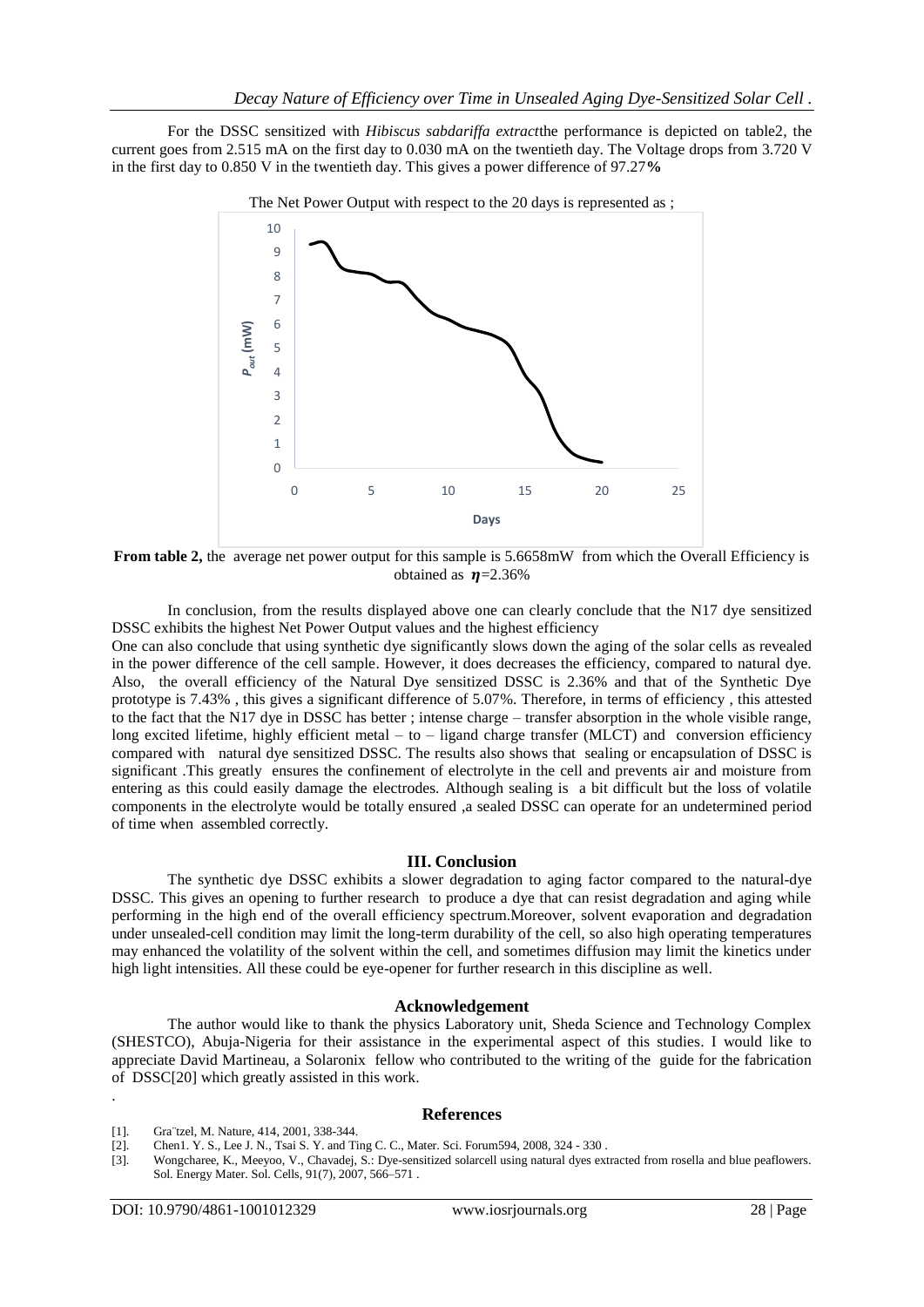For the DSSC sensitized with *Hibiscus sabdariffa extract*the performance is depicted on table2, the current goes from 2.515 mA on the first day to 0.030 mA on the twentieth day. The Voltage drops from 3.720 V in the first day to 0.850 V in the twentieth day. This gives a power difference of 97.27**%**

The Net Power Output with respect to the 20 days is represented as ;

10
9
8
7
6
5
4
3
2
1
0

$P_{out}$ (mW)

0 5 10 15 20 25

Days

**From table 2,** the average net power output for this sample is 5.6658mW from which the Overall Efficiency is obtained as $\boldsymbol{\eta}$=2.36%

In conclusion, from the results displayed above one can clearly conclude that the N17 dye sensitized DSSC exhibits the highest Net Power Output values and the highest efficiency

One can also conclude that using synthetic dye significantly slows down the aging of the solar cells as revealed in the power difference of the cell sample. However, it does decreases the efficiency, compared to natural dye. Also, the overall efficiency of the Natural Dye sensitized DSSC is 2.36% and that of the Synthetic Dye prototype is 7.43% , this gives a significant difference of 5.07%. Therefore, in terms of efficiency , this attested to the fact that the N17 dye in DSSC has better ; intense charge – transfer absorption in the whole visible range, long excited lifetime, highly efficient metal – to – ligand charge transfer (MLCT) and conversion efficiency compared with natural dye sensitized DSSC. The results also shows that sealing or encapsulation of DSSC is significant .This greatly ensures the confinement of electrolyte in the cell and prevents air and moisture from entering as this could easily damage the electrodes. Although sealing is a bit difficult but the loss of volatile components in the electrolyte would be totally ensured ,a sealed DSSC can operate for an undetermined period of time when assembled correctly.

## III. Conclusion

The synthetic dye DSSC exhibits a slower degradation to aging factor compared to the natural-dye DSSC. This gives an opening to further research to produce a dye that can resist degradation and aging while performing in the high end of the overall efficiency spectrum.Moreover, solvent evaporation and degradation under unsealed-cell condition may limit the long-term durability of the cell, so also high operating temperatures may enhanced the volatility of the solvent within the cell, and sometimes diffusion may limit the kinetics under high light intensities. All these could be eye-opener for further research in this discipline as well.

## Acknowledgement

The author would like to thank the physics Laboratory unit, Sheda Science and Technology Complex (SHESTCO), Abuja-Nigeria for their assistance in the experimental aspect of this studies. I would like to appreciate David Martineau, a Solaronix fellow who contributed to the writing of the guide for the fabrication of DSSC[20] which greatly assisted in this work.

.

## References

[1]. Gra¨tzel, M. Nature, 414, 2001, 338-344.
[2]. Chen1. Y. S., Lee J. N., Tsai S. Y. and Ting C. C., Mater. Sci. Forum594, 2008, 324 - 330 .
[3]. Wongcharee, K., Meeyoo, V., Chavadej, S.: Dye-sensitized solarcell using natural dyes extracted from rosella and blue peaflowers. Sol. Energy Mater. Sol. Cells, 91(7), 2007, 566–571 .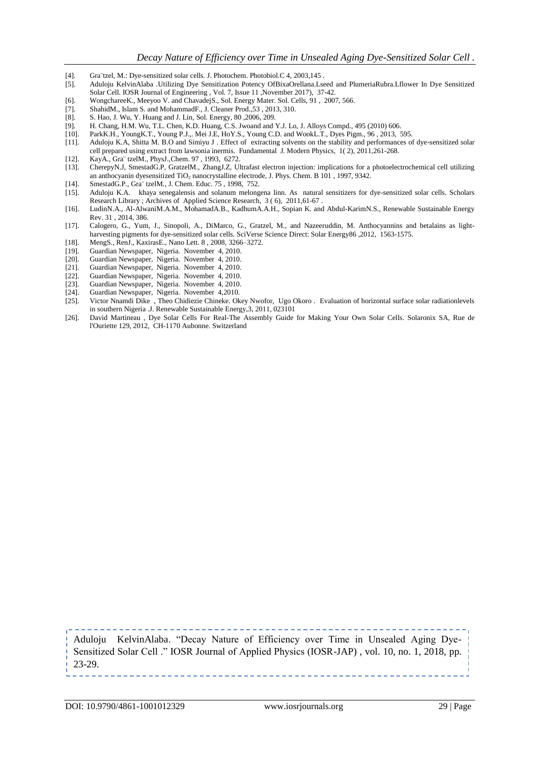[4]. Gra¨tzel, M.: Dye-sensitized solar cells. J. Photochem. Photobiol.C 4, 2003,145 .

[5]. Aduloju KelvinAlaba .Utilizing Dye Sensitization Potency OfBixaOrellana.Lseed and PlumeriaRubra.Lflower In Dye Sensitized Solar Cell. IOSR Journal of Engineering , Vol. 7, Issue 11 ,November 2017), 37-42.

[6]. WongchareeK., Meeyoo V. and ChavadejS., Sol. Energy Mater. Sol. Cells, 91 , 2007, 566.

[7]. ShahidM., Islam S. and MohammadF., J. Cleaner Prod.,53 , 2013, 310.

[8]. S. Hao, J. Wu, Y. Huang and J. Lin, Sol. Energy, 80 ,2006, 209.

[9]. H. Chang, H.M. Wu, T.L. Chen, K.D. Huang, C.S. Jwoand and Y.J. Lo, J. Alloys Compd., 495 (2010) 606.

[10]. ParkK.H., YoungK.T., Young P.J.,. Mei J.E, HoY.S., Young C.D. and WookL.T., Dyes Pigm., 96 , 2013, 595.

[11]. Aduloju K.A, Shitta M. B.O and Simiyu J . Effect of extracting solvents on the stability and performances of dye-sensitized solar cell prepared using extract from lawsonia inermis. Fundamental J. Modern Physics, 1( 2), 2011,261-268.

[12]. KayA., Gra¨ tzelM., PhysJ.,Chem. 97 , 1993, 6272.

[13]. CherepyN.J, SmestadG.P, GratzelM., ZhangJ.Z, Ultrafast electron injection: implications for a photoelectrochemical cell utilizing an anthocyanin dyesensitized $TiO_2$ nanocrystalline electrode, J. Phys. Chem. B 101 , 1997, 9342.

[14]. SmestadG.P., Gra¨ tzelM., J. Chem. Educ. 75 , 1998, 752.

[15]. Aduloju K.A. khaya senegalensis and solanum melongena linn. As natural sensitizers for dye-sensitized solar cells. Scholars Research Library ; Archives of Applied Science Research, 3 ( 6), 2011,61-67 .

[16]. LudinN.A., Al-AlwaniM.A.M., MohamadA.B., KadhumA.A.H., Sopian K. and Abdul-KarimN.S., Renewable Sustainable Energy Rev. 31 , 2014, 386.

[17]. Calogero, G., Yum, J., Sinopoli, A., DiMarco, G., Gratzel, M., and Nazeeruddin, M. Anthocyannins and betalains as light-harvesting pigments for dye-sensitized solar cells. SciVerse Science Direct: Solar Energy86 ,2012, 1563-1575.

[18]. MengS., RenJ., KaxirasE., Nano Lett. 8 , 2008, 3266–3272.

[19]. Guardian Newspaper, Nigeria. November 4, 2010.

[20]. Guardian Newspaper, Nigeria. November 4, 2010.

[21]. Guardian Newspaper, Nigeria. November 4, 2010.

[22]. Guardian Newspaper, Nigeria. November 4, 2010.

[23]. Guardian Newspaper, Nigeria. November 4, 2010.

[24]. Guardian Newspaper, Nigeria. November 4,2010.

[25]. Victor Nnamdi Dike , Theo Chidiezie Chineke. Okey Nwofor, Ugo Okoro . Evaluation of horizontal surface solar radiationlevels in southern Nigeria .J. Renewable Sustainable Energy,3, 2011, 023101

[26]. David Martineau , Dye Solar Cells For Real-The Assembly Guide for Making Your Own Solar Cells. Solaronix SA, Rue de l'Ouriette 129, 2012, CH-1170 Aubonne. Switzerland

Aduloju KelvinAlaba. "Decay Nature of Efficiency over Time in Unsealed Aging Dye-Sensitized Solar Cell ." IOSR Journal of Applied Physics (IOSR-JAP) , vol. 10, no. 1, 2018, pp. 23-29.